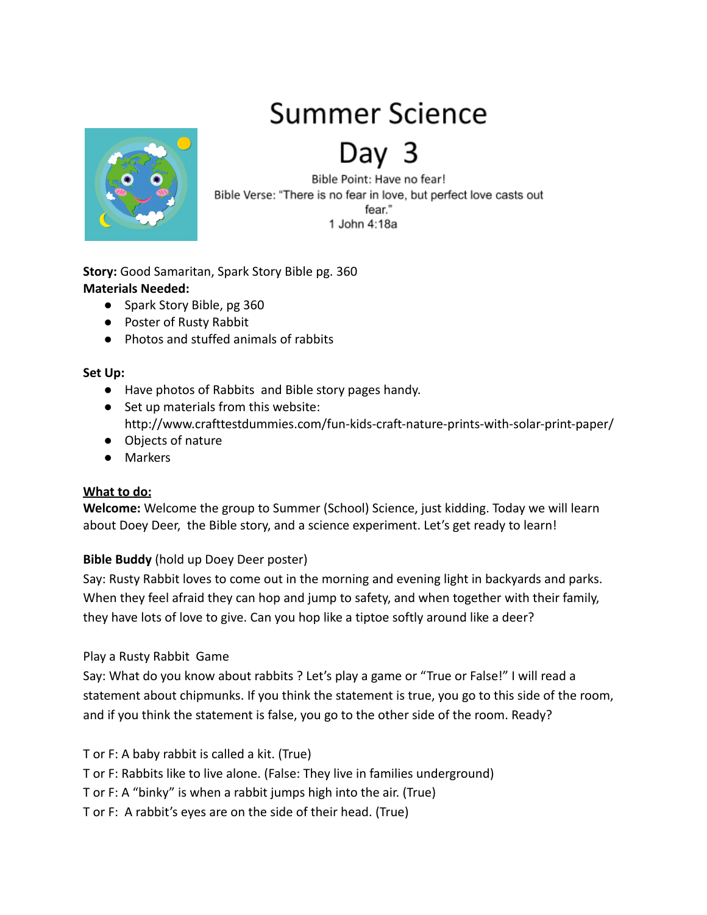# Summer Science

# Day 3

Bible Point: Have no fear!

Bible Verse: "There is no fear in love, but perfect love casts out fear."

1 John 4:18a

**Story:** Good Samaritan, Spark Story Bible pg. 360

**Materials Needed:**

- Spark Story Bible, pg 360
- Poster of Rusty Rabbit
- Photos and stuffed animals of rabbits

**Set Up:**

- Have photos of Rabbits and Bible story pages handy.
- Set up materials from this website: http://www.crafttestdummies.com/fun-kids-craft-nature-prints-with-solar-print-paper/
- Objects of nature
- Markers

**What to do:**

**Welcome:** Welcome the group to Summer (School) Science, just kidding. Today we will learn about Doey Deer, the Bible story, and a science experiment. Let's get ready to learn!

**Bible Buddy** (hold up Doey Deer poster)

Say: Rusty Rabbit loves to come out in the morning and evening light in backyards and parks. When they feel afraid they can hop and jump to safety, and when together with their family, they have lots of love to give. Can you hop like a tiptoe softly around like a deer?

Play a Rusty Rabbit Game

Say: What do you know about rabbits ? Let's play a game or "True or False!" I will read a statement about chipmunks. If you think the statement is true, you go to this side of the room, and if you think the statement is false, you go to the other side of the room. Ready?

T or F: A baby rabbit is called a kit. (True)

T or F: Rabbits like to live alone. (False: They live in families underground)

T or F: A "binky" is when a rabbit jumps high into the air. (True)

T or F: A rabbit's eyes are on the side of their head. (True)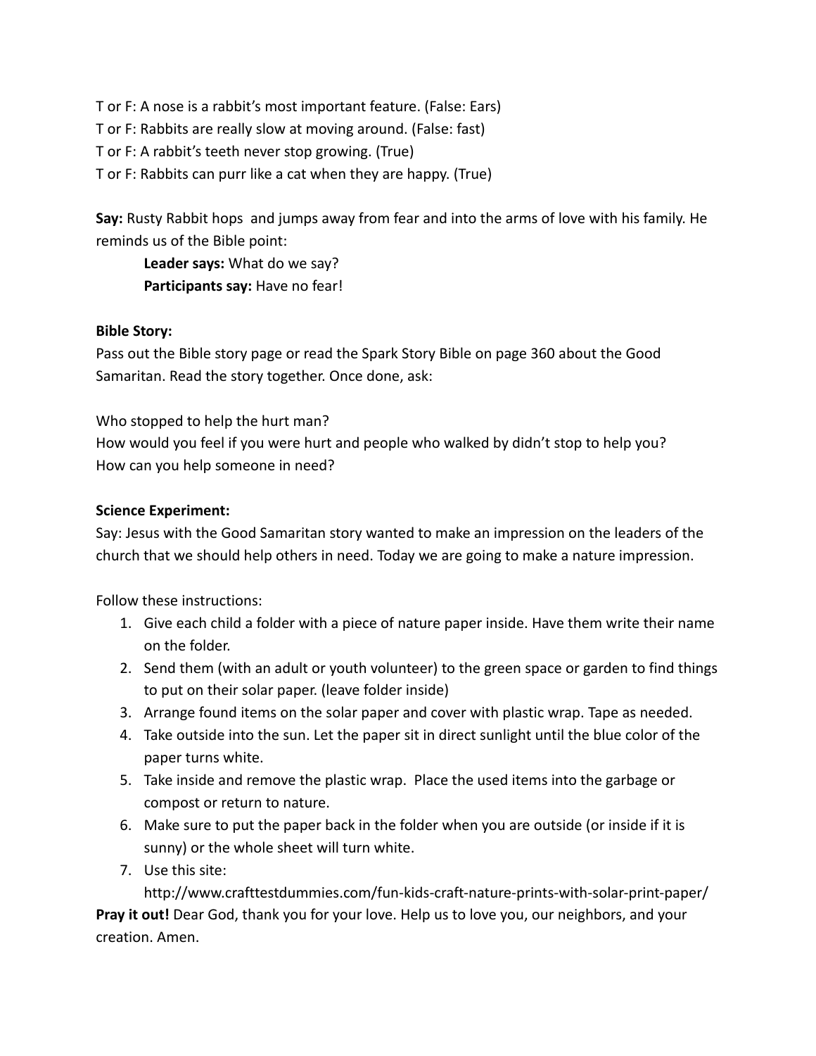T or F: A nose is a rabbit's most important feature. (False: Ears)
T or F: Rabbits are really slow at moving around. (False: fast)
T or F: A rabbit's teeth never stop growing. (True)
T or F: Rabbits can purr like a cat when they are happy. (True)

**Say:** Rusty Rabbit hops  and jumps away from fear and into the arms of love with his family. He reminds us of the Bible point:

> **Leader says:** What do we say?
> **Participants say:** Have no fear!

**Bible Story:**
Pass out the Bible story page or read the Spark Story Bible on page 360 about the Good Samaritan. Read the story together. Once done, ask:

Who stopped to help the hurt man?
How would you feel if you were hurt and people who walked by didn't stop to help you?
How can you help someone in need?

**Science Experiment:**
Say: Jesus with the Good Samaritan story wanted to make an impression on the leaders of the church that we should help others in need. Today we are going to make a nature impression.

Follow these instructions:

1. Give each child a folder with a piece of nature paper inside. Have them write their name on the folder.
2. Send them (with an adult or youth volunteer) to the green space or garden to find things to put on their solar paper. (leave folder inside)
3. Arrange found items on the solar paper and cover with plastic wrap. Tape as needed.
4. Take outside into the sun. Let the paper sit in direct sunlight until the blue color of the paper turns white.
5. Take inside and remove the plastic wrap.  Place the used items into the garbage or compost or return to nature.
6. Make sure to put the paper back in the folder when you are outside (or inside if it is sunny) or the whole sheet will turn white.
7. Use this site: http://www.crafttestdummies.com/fun-kids-craft-nature-prints-with-solar-print-paper/

**Pray it out!** Dear God, thank you for your love. Help us to love you, our neighbors, and your creation. Amen.